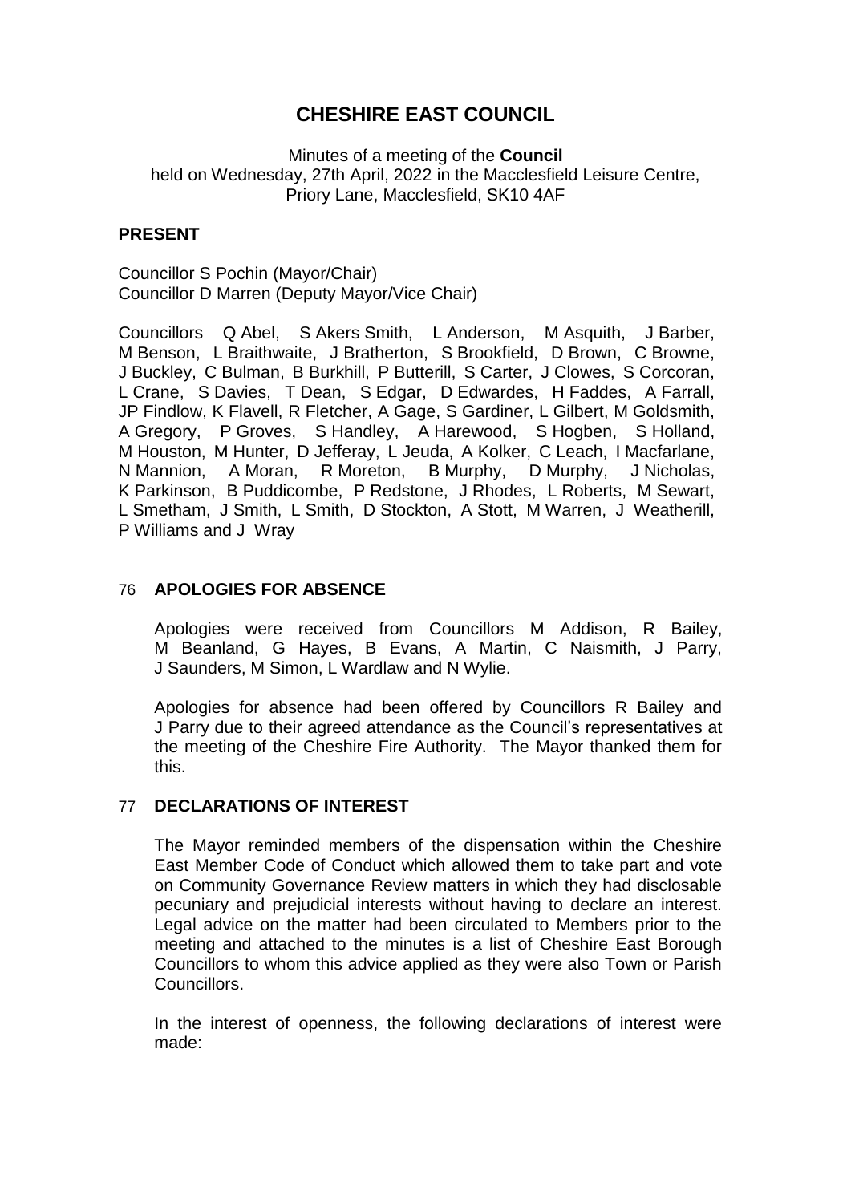# CHESHIRE EAST COUNCIL

Minutes of a meeting of the **Council**
held on Wednesday, 27th April, 2022 in the Macclesfield Leisure Centre, Priory Lane, Macclesfield, SK10 4AF

## PRESENT

Councillor S Pochin (Mayor/Chair)
Councillor D Marren (Deputy Mayor/Vice Chair)

Councillors Q Abel, S Akers Smith, L Anderson, M Asquith, J Barber, M Benson, L Braithwaite, J Bratherton, S Brookfield, D Brown, C Browne, J Buckley, C Bulman, B Burkhill, P Butterill, S Carter, J Clowes, S Corcoran, L Crane, S Davies, T Dean, S Edgar, D Edwardes, H Faddes, A Farrall, JP Findlow, K Flavell, R Fletcher, A Gage, S Gardiner, L Gilbert, M Goldsmith, A Gregory, P Groves, S Handley, A Harewood, S Hogben, S Holland, M Houston, M Hunter, D Jefferay, L Jeuda, A Kolker, C Leach, I Macfarlane, N Mannion, A Moran, R Moreton, B Murphy, D Murphy, J Nicholas, K Parkinson, B Puddicombe, P Redstone, J Rhodes, L Roberts, M Sewart, L Smetham, J Smith, L Smith, D Stockton, A Stott, M Warren, J Weatherill, P Williams and J Wray

## 76 APOLOGIES FOR ABSENCE

Apologies were received from Councillors M Addison, R Bailey, M Beanland, G Hayes, B Evans, A Martin, C Naismith, J Parry, J Saunders, M Simon, L Wardlaw and N Wylie.

Apologies for absence had been offered by Councillors R Bailey and J Parry due to their agreed attendance as the Council's representatives at the meeting of the Cheshire Fire Authority. The Mayor thanked them for this.

## 77 DECLARATIONS OF INTEREST

The Mayor reminded members of the dispensation within the Cheshire East Member Code of Conduct which allowed them to take part and vote on Community Governance Review matters in which they had disclosable pecuniary and prejudicial interests without having to declare an interest. Legal advice on the matter had been circulated to Members prior to the meeting and attached to the minutes is a list of Cheshire East Borough Councillors to whom this advice applied as they were also Town or Parish Councillors.

In the interest of openness, the following declarations of interest were made: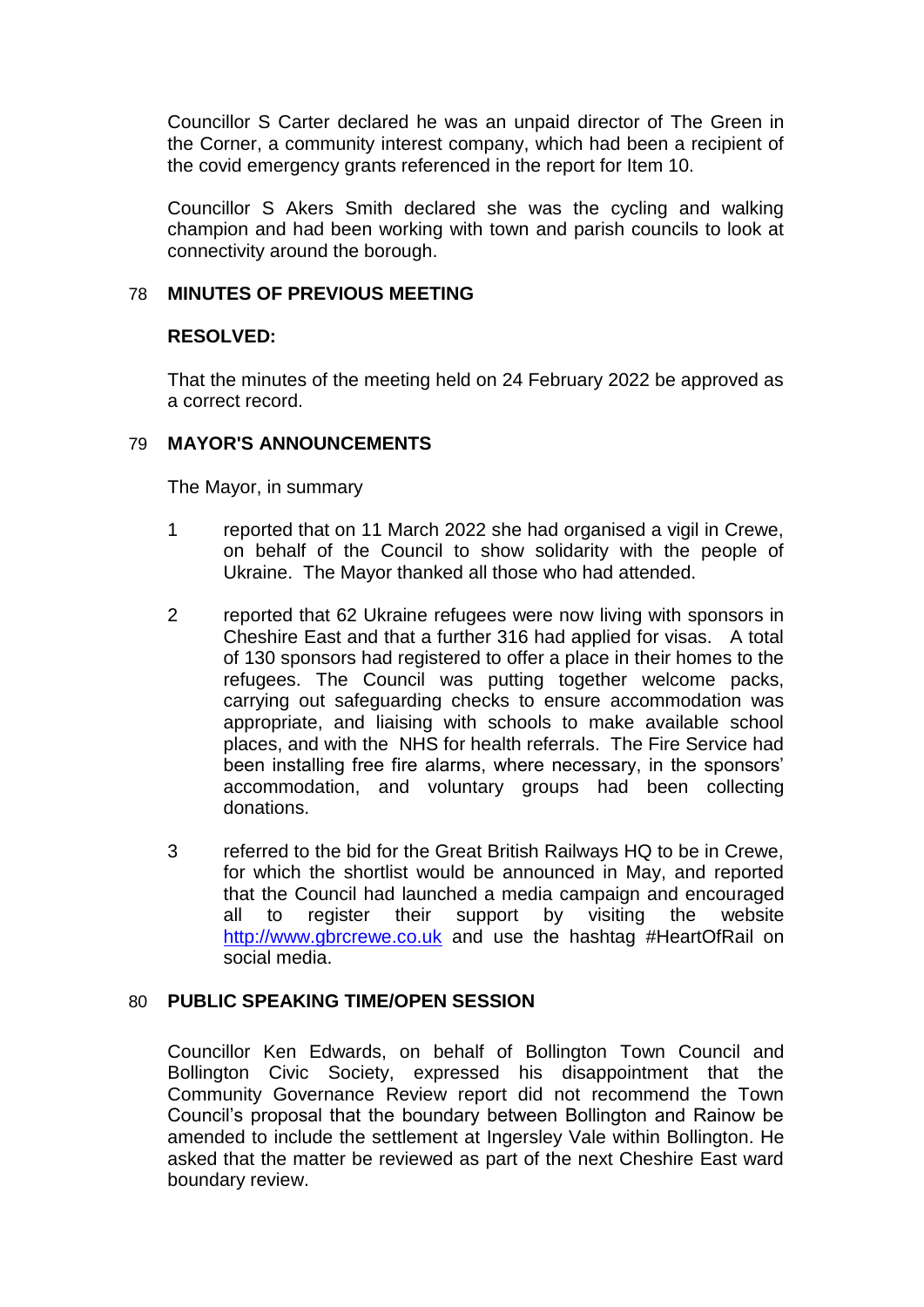Councillor S Carter declared he was an unpaid director of The Green in the Corner, a community interest company, which had been a recipient of the covid emergency grants referenced in the report for Item 10.

Councillor S Akers Smith declared she was the cycling and walking champion and had been working with town and parish councils to look at connectivity around the borough.

## 78 MINUTES OF PREVIOUS MEETING

**RESOLVED:**

That the minutes of the meeting held on 24 February 2022 be approved as a correct record.

## 79 MAYOR'S ANNOUNCEMENTS

The Mayor, in summary

1. reported that on 11 March 2022 she had organised a vigil in Crewe, on behalf of the Council to show solidarity with the people of Ukraine. The Mayor thanked all those who had attended.

2. reported that 62 Ukraine refugees were now living with sponsors in Cheshire East and that a further 316 had applied for visas. A total of 130 sponsors had registered to offer a place in their homes to the refugees. The Council was putting together welcome packs, carrying out safeguarding checks to ensure accommodation was appropriate, and liaising with schools to make available school places, and with the NHS for health referrals. The Fire Service had been installing free fire alarms, where necessary, in the sponsors' accommodation, and voluntary groups had been collecting donations.

3. referred to the bid for the Great British Railways HQ to be in Crewe, for which the shortlist would be announced in May, and reported that the Council had launched a media campaign and encouraged all to register their support by visiting the website http://www.gbrcrewe.co.uk and use the hashtag #HeartOfRail on social media.

## 80 PUBLIC SPEAKING TIME/OPEN SESSION

Councillor Ken Edwards, on behalf of Bollington Town Council and Bollington Civic Society, expressed his disappointment that the Community Governance Review report did not recommend the Town Council's proposal that the boundary between Bollington and Rainow be amended to include the settlement at Ingersley Vale within Bollington. He asked that the matter be reviewed as part of the next Cheshire East ward boundary review.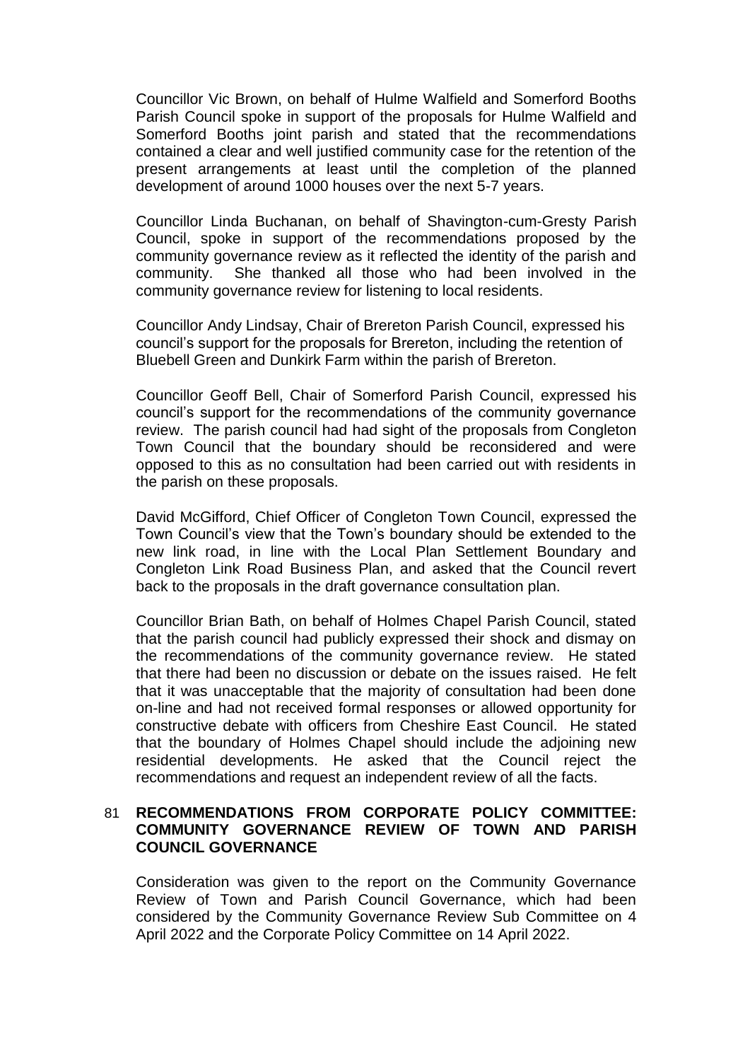Councillor Vic Brown, on behalf of Hulme Walfield and Somerford Booths Parish Council spoke in support of the proposals for Hulme Walfield and Somerford Booths joint parish and stated that the recommendations contained a clear and well justified community case for the retention of the present arrangements at least until the completion of the planned development of around 1000 houses over the next 5-7 years.

Councillor Linda Buchanan, on behalf of Shavington-cum-Gresty Parish Council, spoke in support of the recommendations proposed by the community governance review as it reflected the identity of the parish and community. She thanked all those who had been involved in the community governance review for listening to local residents.

Councillor Andy Lindsay, Chair of Brereton Parish Council, expressed his council's support for the proposals for Brereton, including the retention of Bluebell Green and Dunkirk Farm within the parish of Brereton.

Councillor Geoff Bell, Chair of Somerford Parish Council, expressed his council's support for the recommendations of the community governance review. The parish council had had sight of the proposals from Congleton Town Council that the boundary should be reconsidered and were opposed to this as no consultation had been carried out with residents in the parish on these proposals.

David McGifford, Chief Officer of Congleton Town Council, expressed the Town Council's view that the Town's boundary should be extended to the new link road, in line with the Local Plan Settlement Boundary and Congleton Link Road Business Plan, and asked that the Council revert back to the proposals in the draft governance consultation plan.

Councillor Brian Bath, on behalf of Holmes Chapel Parish Council, stated that the parish council had publicly expressed their shock and dismay on the recommendations of the community governance review. He stated that there had been no discussion or debate on the issues raised. He felt that it was unacceptable that the majority of consultation had been done on-line and had not received formal responses or allowed opportunity for constructive debate with officers from Cheshire East Council. He stated that the boundary of Holmes Chapel should include the adjoining new residential developments. He asked that the Council reject the recommendations and request an independent review of all the facts.

## 81 RECOMMENDATIONS FROM CORPORATE POLICY COMMITTEE: COMMUNITY GOVERNANCE REVIEW OF TOWN AND PARISH COUNCIL GOVERNANCE

Consideration was given to the report on the Community Governance Review of Town and Parish Council Governance, which had been considered by the Community Governance Review Sub Committee on 4 April 2022 and the Corporate Policy Committee on 14 April 2022.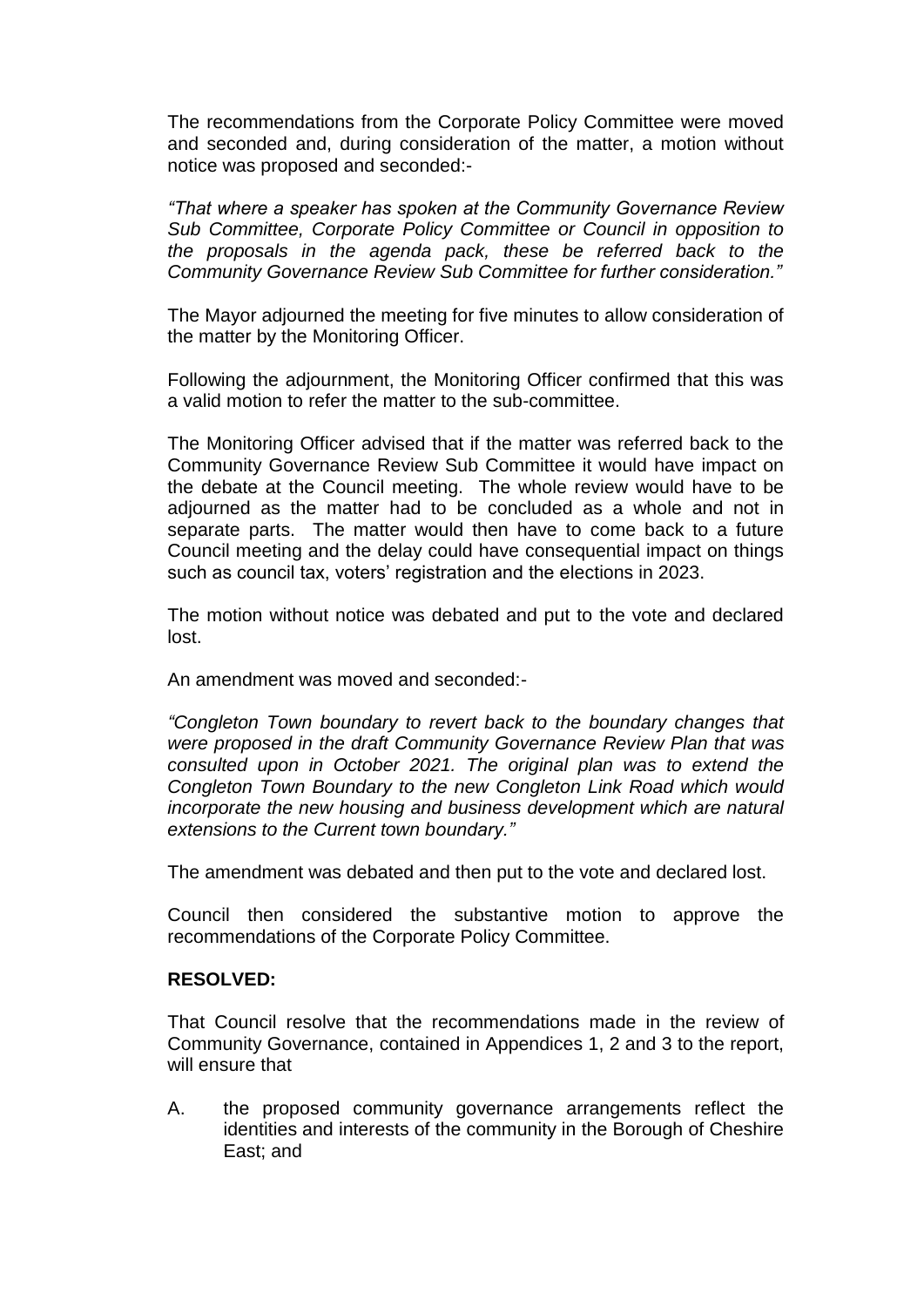The recommendations from the Corporate Policy Committee were moved and seconded and, during consideration of the matter, a motion without notice was proposed and seconded:-

*"That where a speaker has spoken at the Community Governance Review Sub Committee, Corporate Policy Committee or Council in opposition to the proposals in the agenda pack, these be referred back to the Community Governance Review Sub Committee for further consideration."*

The Mayor adjourned the meeting for five minutes to allow consideration of the matter by the Monitoring Officer.

Following the adjournment, the Monitoring Officer confirmed that this was a valid motion to refer the matter to the sub-committee.

The Monitoring Officer advised that if the matter was referred back to the Community Governance Review Sub Committee it would have impact on the debate at the Council meeting. The whole review would have to be adjourned as the matter had to be concluded as a whole and not in separate parts. The matter would then have to come back to a future Council meeting and the delay could have consequential impact on things such as council tax, voters' registration and the elections in 2023.

The motion without notice was debated and put to the vote and declared lost.

An amendment was moved and seconded:-

*"Congleton Town boundary to revert back to the boundary changes that were proposed in the draft Community Governance Review Plan that was consulted upon in October 2021. The original plan was to extend the Congleton Town Boundary to the new Congleton Link Road which would incorporate the new housing and business development which are natural extensions to the Current town boundary."*

The amendment was debated and then put to the vote and declared lost.

Council then considered the substantive motion to approve the recommendations of the Corporate Policy Committee.

**RESOLVED:**

That Council resolve that the recommendations made in the review of Community Governance, contained in Appendices 1, 2 and 3 to the report, will ensure that

A. the proposed community governance arrangements reflect the identities and interests of the community in the Borough of Cheshire East; and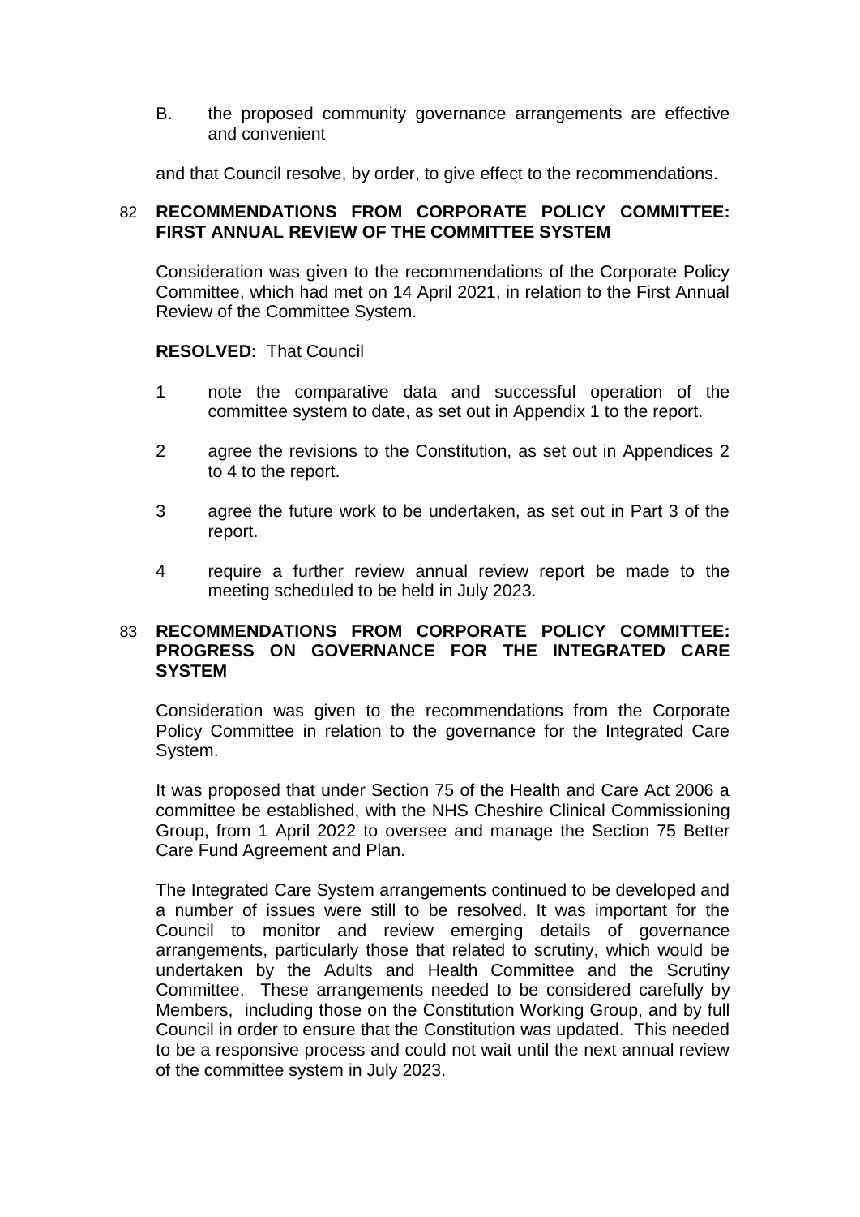B. the proposed community governance arrangements are effective and convenient

and that Council resolve, by order, to give effect to the recommendations.

## 82 RECOMMENDATIONS FROM CORPORATE POLICY COMMITTEE: FIRST ANNUAL REVIEW OF THE COMMITTEE SYSTEM

Consideration was given to the recommendations of the Corporate Policy Committee, which had met on 14 April 2021, in relation to the First Annual Review of the Committee System.

**RESOLVED:** That Council

1. note the comparative data and successful operation of the committee system to date, as set out in Appendix 1 to the report.
2. agree the revisions to the Constitution, as set out in Appendices 2 to 4 to the report.
3. agree the future work to be undertaken, as set out in Part 3 of the report.
4. require a further review annual review report be made to the meeting scheduled to be held in July 2023.

## 83 RECOMMENDATIONS FROM CORPORATE POLICY COMMITTEE: PROGRESS ON GOVERNANCE FOR THE INTEGRATED CARE SYSTEM

Consideration was given to the recommendations from the Corporate Policy Committee in relation to the governance for the Integrated Care System.

It was proposed that under Section 75 of the Health and Care Act 2006 a committee be established, with the NHS Cheshire Clinical Commissioning Group, from 1 April 2022 to oversee and manage the Section 75 Better Care Fund Agreement and Plan.

The Integrated Care System arrangements continued to be developed and a number of issues were still to be resolved. It was important for the Council to monitor and review emerging details of governance arrangements, particularly those that related to scrutiny, which would be undertaken by the Adults and Health Committee and the Scrutiny Committee. These arrangements needed to be considered carefully by Members, including those on the Constitution Working Group, and by full Council in order to ensure that the Constitution was updated. This needed to be a responsive process and could not wait until the next annual review of the committee system in July 2023.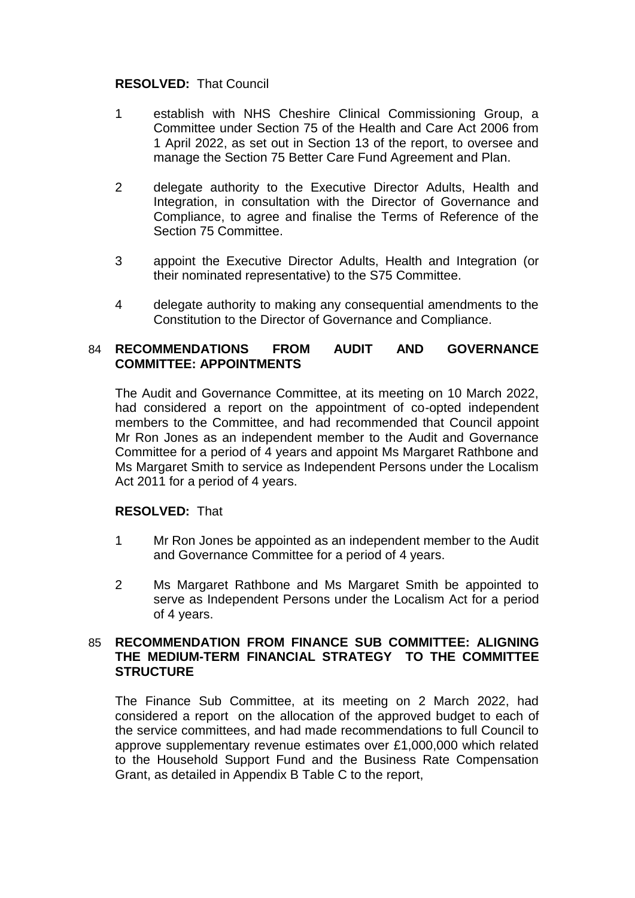**RESOLVED:** That Council

1. establish with NHS Cheshire Clinical Commissioning Group, a Committee under Section 75 of the Health and Care Act 2006 from 1 April 2022, as set out in Section 13 of the report, to oversee and manage the Section 75 Better Care Fund Agreement and Plan.

2. delegate authority to the Executive Director Adults, Health and Integration, in consultation with the Director of Governance and Compliance, to agree and finalise the Terms of Reference of the Section 75 Committee.

3. appoint the Executive Director Adults, Health and Integration (or their nominated representative) to the S75 Committee.

4. delegate authority to making any consequential amendments to the Constitution to the Director of Governance and Compliance.

## 84 RECOMMENDATIONS FROM AUDIT AND GOVERNANCE COMMITTEE: APPOINTMENTS

The Audit and Governance Committee, at its meeting on 10 March 2022, had considered a report on the appointment of co-opted independent members to the Committee, and had recommended that Council appoint Mr Ron Jones as an independent member to the Audit and Governance Committee for a period of 4 years and appoint Ms Margaret Rathbone and Ms Margaret Smith to service as Independent Persons under the Localism Act 2011 for a period of 4 years.

**RESOLVED:** That

1. Mr Ron Jones be appointed as an independent member to the Audit and Governance Committee for a period of 4 years.

2. Ms Margaret Rathbone and Ms Margaret Smith be appointed to serve as Independent Persons under the Localism Act for a period of 4 years.

## 85 RECOMMENDATION FROM FINANCE SUB COMMITTEE: ALIGNING THE MEDIUM-TERM FINANCIAL STRATEGY TO THE COMMITTEE STRUCTURE

The Finance Sub Committee, at its meeting on 2 March 2022, had considered a report on the allocation of the approved budget to each of the service committees, and had made recommendations to full Council to approve supplementary revenue estimates over £1,000,000 which related to the Household Support Fund and the Business Rate Compensation Grant, as detailed in Appendix B Table C to the report,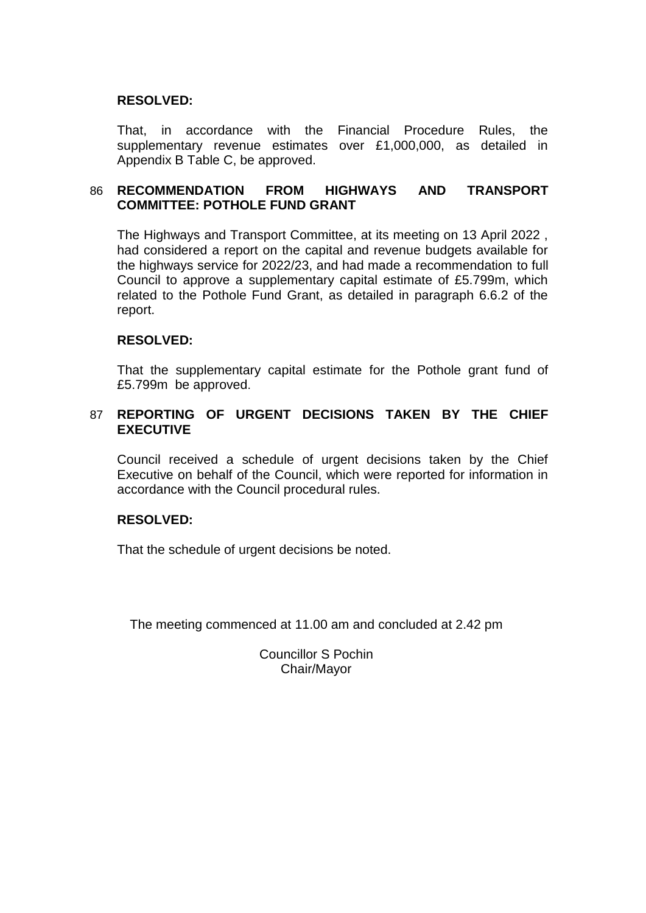**RESOLVED:**

That, in accordance with the Financial Procedure Rules, the supplementary revenue estimates over £1,000,000, as detailed in Appendix B Table C, be approved.

## 86 RECOMMENDATION FROM HIGHWAYS AND TRANSPORT COMMITTEE: POTHOLE FUND GRANT

The Highways and Transport Committee, at its meeting on 13 April 2022 , had considered a report on the capital and revenue budgets available for the highways service for 2022/23, and had made a recommendation to full Council to approve a supplementary capital estimate of £5.799m, which related to the Pothole Fund Grant, as detailed in paragraph 6.6.2 of the report.

**RESOLVED:**

That the supplementary capital estimate for the Pothole grant fund of £5.799m be approved.

## 87 REPORTING OF URGENT DECISIONS TAKEN BY THE CHIEF EXECUTIVE

Council received a schedule of urgent decisions taken by the Chief Executive on behalf of the Council, which were reported for information in accordance with the Council procedural rules.

**RESOLVED:**

That the schedule of urgent decisions be noted.

The meeting commenced at 11.00 am and concluded at 2.42 pm

Councillor S Pochin
Chair/Mayor